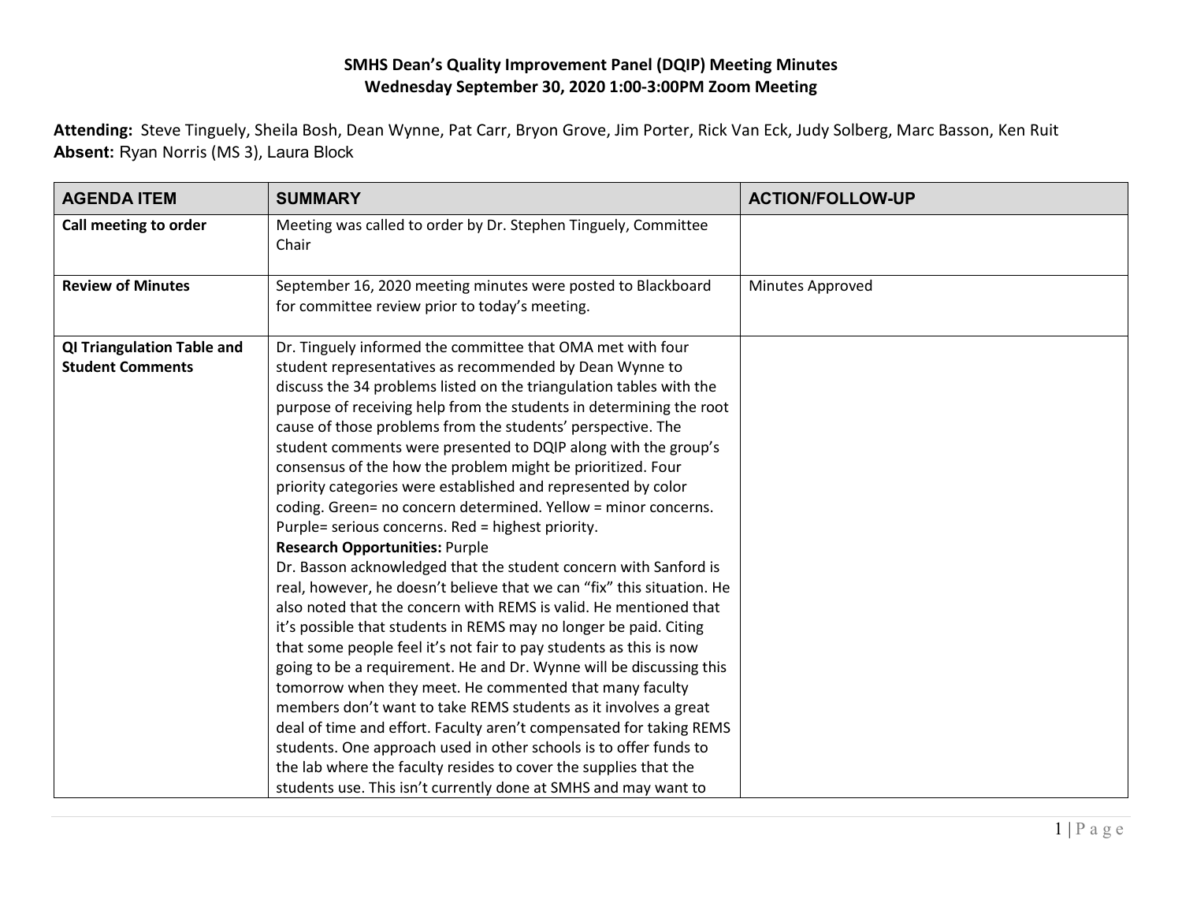**SMHS Dean's Quality Improvement Panel (DQIP) Meeting Minutes**
**Wednesday September 30, 2020 1:00-3:00PM Zoom Meeting**

**Attending:** Steve Tinguely, Sheila Bosh, Dean Wynne, Pat Carr, Bryon Grove, Jim Porter, Rick Van Eck, Judy Solberg, Marc Basson, Ken Ruit
**Absent:** Ryan Norris (MS 3), Laura Block

| AGENDA ITEM | SUMMARY | ACTION/FOLLOW-UP |
|---|---|---|
| **Call meeting to order** | Meeting was called to order by Dr. Stephen Tinguely, Committee Chair | |
| **Review of Minutes** | September 16, 2020 meeting minutes were posted to Blackboard for committee review prior to today's meeting. | Minutes Approved |
| **QI Triangulation Table and Student Comments** | Dr. Tinguely informed the committee that OMA met with four student representatives as recommended by Dean Wynne to discuss the 34 problems listed on the triangulation tables with the purpose of receiving help from the students in determining the root cause of those problems from the students' perspective. The student comments were presented to DQIP along with the group's consensus of the how the problem might be prioritized. Four priority categories were established and represented by color coding. Green= no concern determined. Yellow = minor concerns. Purple= serious concerns. Red = highest priority.<br>**Research Opportunities:** Purple<br>Dr. Basson acknowledged that the student concern with Sanford is real, however, he doesn't believe that we can "fix" this situation. He also noted that the concern with REMS is valid. He mentioned that it's possible that students in REMS may no longer be paid. Citing that some people feel it's not fair to pay students as this is now going to be a requirement. He and Dr. Wynne will be discussing this tomorrow when they meet. He commented that many faculty members don't want to take REMS students as it involves a great deal of time and effort. Faculty aren't compensated for taking REMS students. One approach used in other schools is to offer funds to the lab where the faculty resides to cover the supplies that the students use. This isn't currently done at SMHS and may want to | |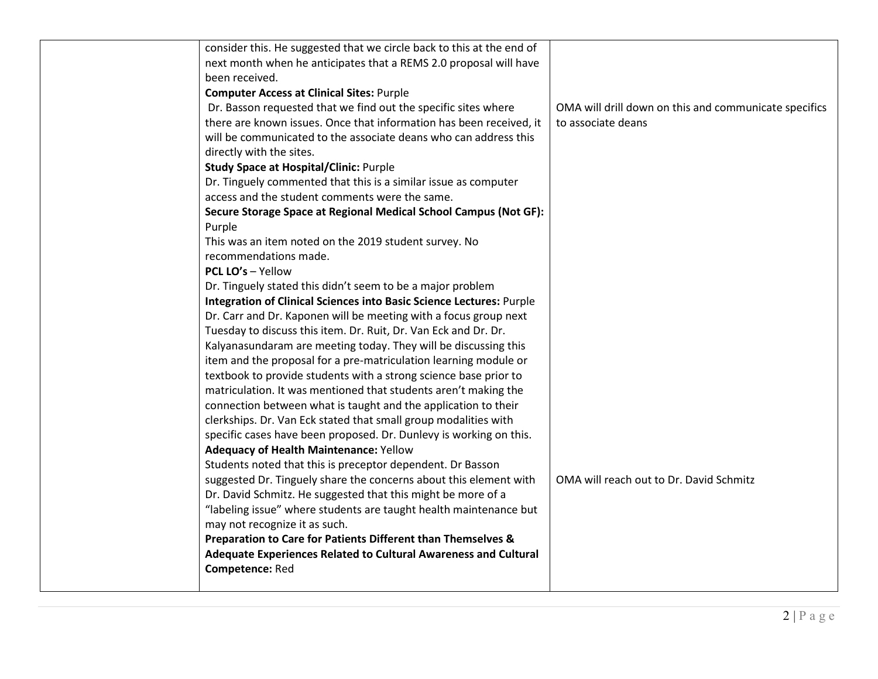| | | |
|---|---|---|
| | consider this. He suggested that we circle back to this at the end of next month when he anticipates that a REMS 2.0 proposal will have been received.<br>**Computer Access at Clinical Sites:** Purple<br>Dr. Basson requested that we find out the specific sites where there are known issues. Once that information has been received, it will be communicated to the associate deans who can address this directly with the sites.<br>**Study Space at Hospital/Clinic:** Purple<br>Dr. Tinguely commented that this is a similar issue as computer access and the student comments were the same.<br>**Secure Storage Space at Regional Medical School Campus (Not GF):** Purple<br>This was an item noted on the 2019 student survey. No recommendations made.<br>**PCL LO's** – Yellow<br>Dr. Tinguely stated this didn't seem to be a major problem<br>**Integration of Clinical Sciences into Basic Science Lectures:** Purple<br>Dr. Carr and Dr. Kaponen will be meeting with a focus group next Tuesday to discuss this item. Dr. Ruit, Dr. Van Eck and Dr. Dr. Kalyanasundaram are meeting today. They will be discussing this item and the proposal for a pre-matriculation learning module or textbook to provide students with a strong science base prior to matriculation. It was mentioned that students aren't making the connection between what is taught and the application to their clerkships. Dr. Van Eck stated that small group modalities with specific cases have been proposed. Dr. Dunlevy is working on this.<br>**Adequacy of Health Maintenance:** Yellow<br>Students noted that this is preceptor dependent. Dr Basson suggested Dr. Tinguely share the concerns about this element with Dr. David Schmitz. He suggested that this might be more of a "labeling issue" where students are taught health maintenance but may not recognize it as such.<br>**Preparation to Care for Patients Different than Themselves & Adequate Experiences Related to Cultural Awareness and Cultural Competence:** Red | OMA will drill down on this and communicate specifics to associate deans<br><br>OMA will reach out to Dr. David Schmitz |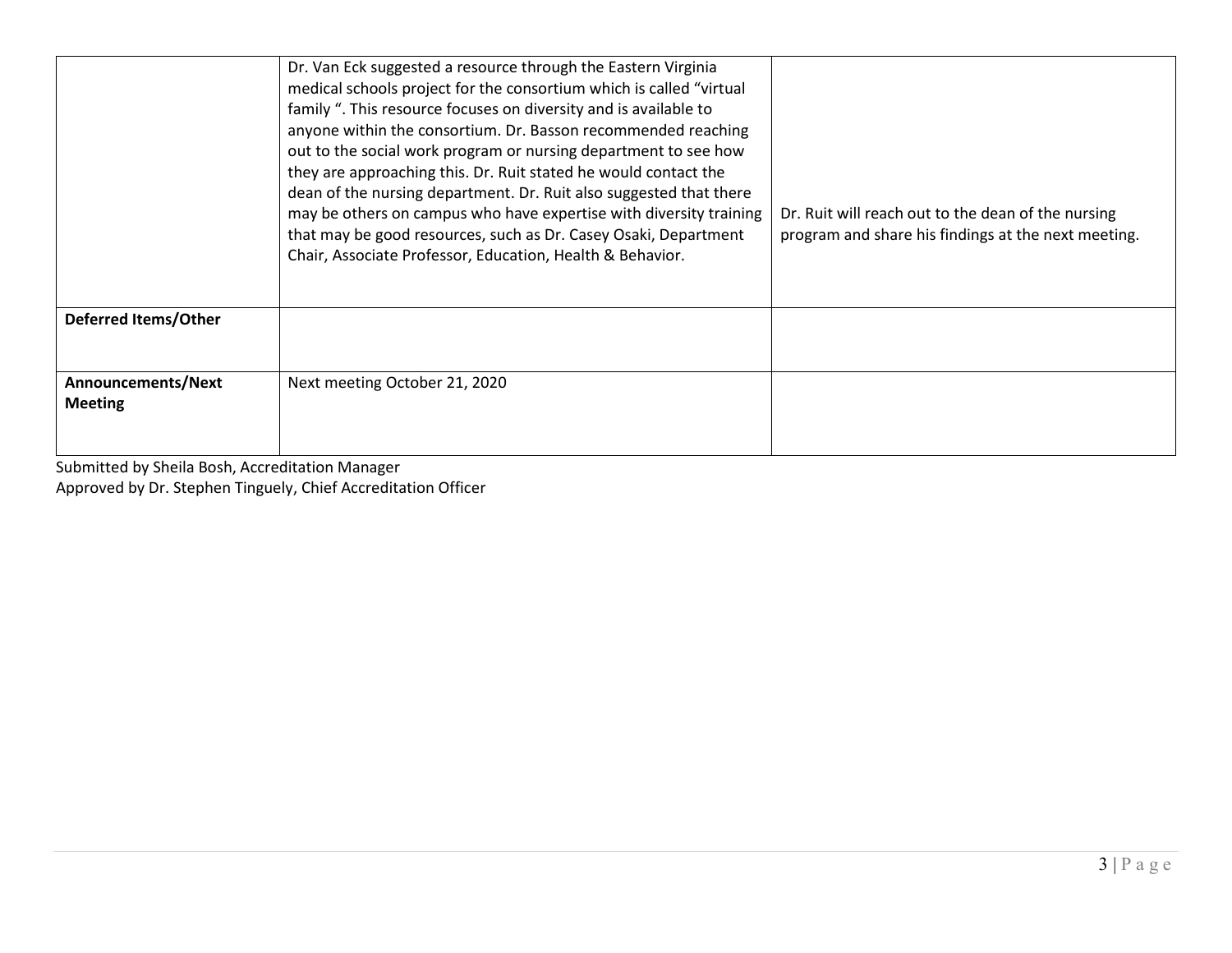| | | |
|---|---|---|
| | Dr. Van Eck suggested a resource through the Eastern Virginia medical schools project for the consortium which is called "virtual family ". This resource focuses on diversity and is available to anyone within the consortium. Dr. Basson recommended reaching out to the social work program or nursing department to see how they are approaching this. Dr. Ruit stated he would contact the dean of the nursing department. Dr. Ruit also suggested that there may be others on campus who have expertise with diversity training that may be good resources, such as Dr. Casey Osaki, Department Chair, Associate Professor, Education, Health & Behavior. | Dr. Ruit will reach out to the dean of the nursing program and share his findings at the next meeting. |
| **Deferred Items/Other** | | |
| **Announcements/Next Meeting** | Next meeting October 21, 2020 | |

Submitted by Sheila Bosh, Accreditation Manager
Approved by Dr. Stephen Tinguely, Chief Accreditation Officer